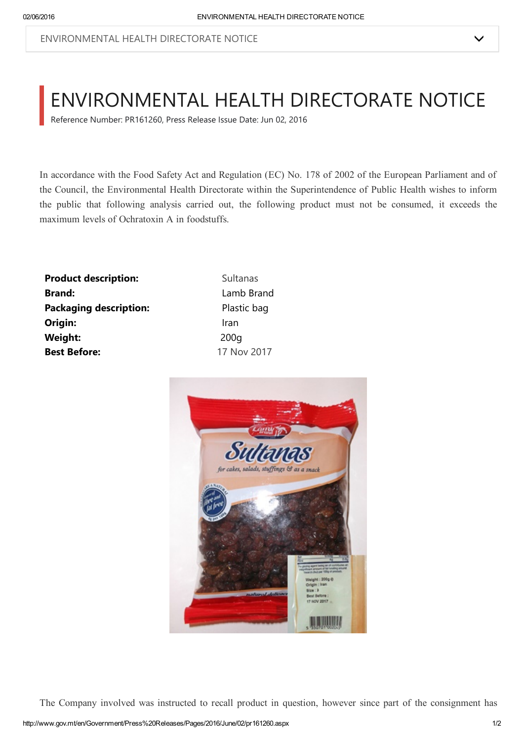# ENVIRONMENTAL HEALTH DIRECTORATE NOTICE

Reference Number: PR161260, Press Release Issue Date: Jun 02, 2016

In accordance with the Food Safety Act and Regulation (EC) No. 178 of 2002 of the European Parliament and of the Council, the Environmental Health Directorate within the Superintendence of Public Health wishes to inform the public that following analysis carried out, the following product must not be consumed, it exceeds the maximum levels of Ochratoxin A in foodstuffs.

| | |
|---|---|
| **Product description:** | Sultanas |
| **Brand:** | Lamb Brand |
| **Packaging description:** | Plastic bag |
| **Origin:** | Iran |
| **Weight:** | 200g |
| **Best Before:** | 17 Nov 2017 |

The Company involved was instructed to recall product in question, however since part of the consignment has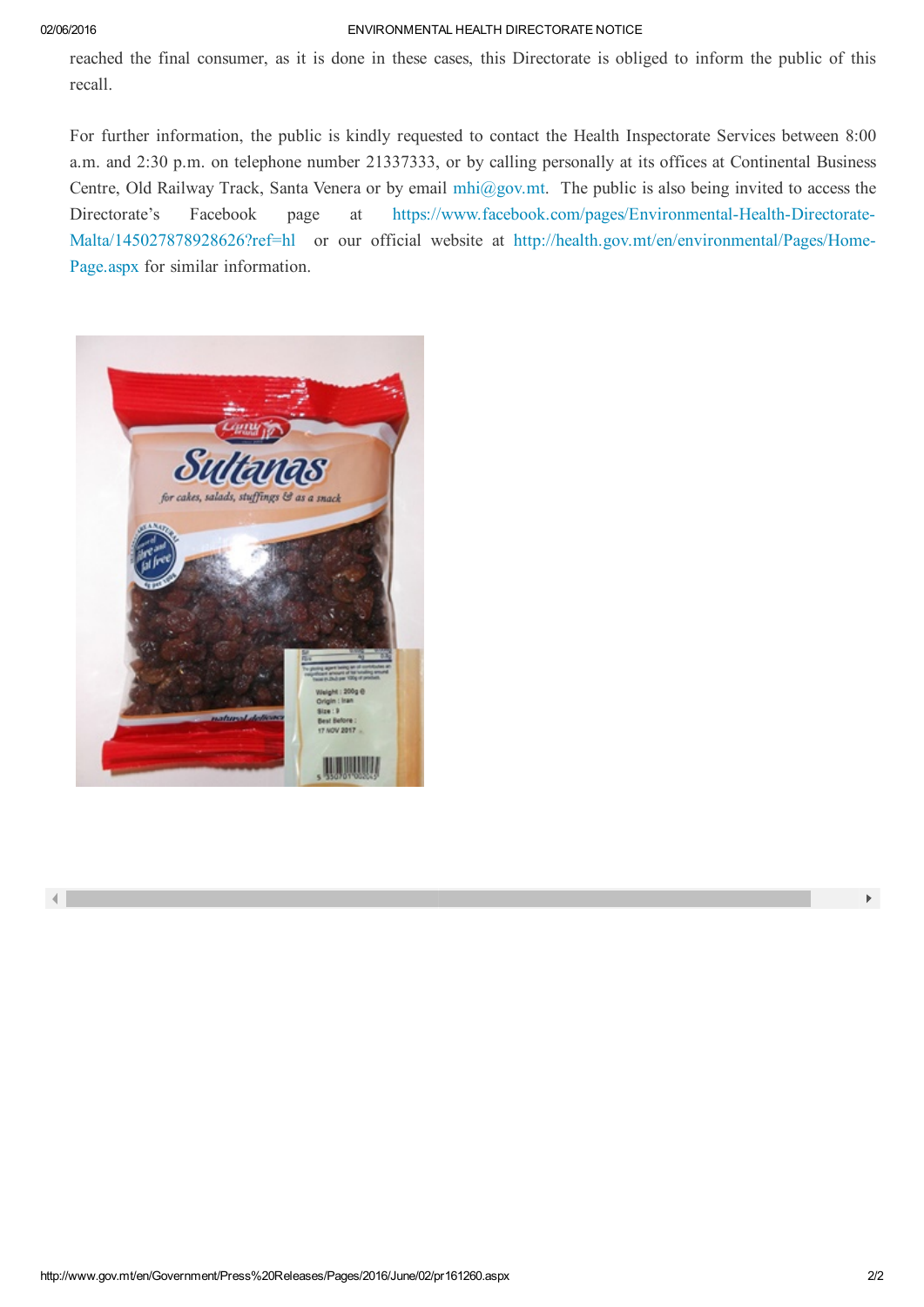reached the final consumer, as it is done in these cases, this Directorate is obliged to inform the public of this recall.

For further information, the public is kindly requested to contact the Health Inspectorate Services between 8:00 a.m. and 2:30 p.m. on telephone number 21337333, or by calling personally at its offices at Continental Business Centre, Old Railway Track, Santa Venera or by email mhi@gov.mt. The public is also being invited to access the Directorate's Facebook page at https://www.facebook.com/pages/Environmental-Health-Directorate-Malta/145027878928626?ref=hl or our official website at http://health.gov.mt/en/environmental/Pages/Home-Page.aspx for similar information.